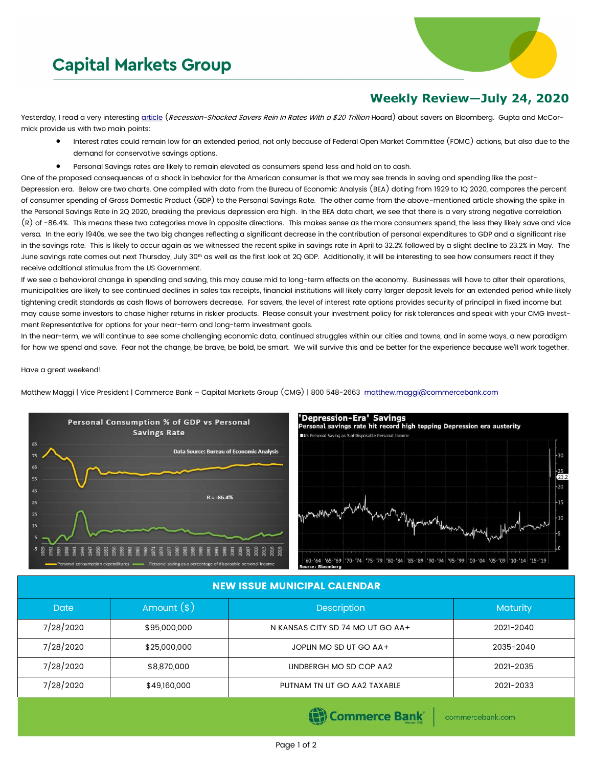# Capital Markets Group

## Weekly Review—July 24, 2020

Yesterday, I read a very interesting article (*Recession-Shocked Savers Rein In Rates With a $20 Trillion* Hoard) about savers on Bloomberg. Gupta and McCormick provide us with two main points:

- Interest rates could remain low for an extended period, not only because of Federal Open Market Committee (FOMC) actions, but also due to the demand for conservative savings options.
- Personal Savings rates are likely to remain elevated as consumers spend less and hold on to cash.

One of the proposed consequences of a shock in behavior for the American consumer is that we may see trends in saving and spending like the post-Depression era. Below are two charts. One compiled with data from the Bureau of Economic Analysis (BEA) dating from 1929 to 1Q 2020, compares the percent of consumer spending of Gross Domestic Product (GDP) to the Personal Savings Rate. The other came from the above-mentioned article showing the spike in the Personal Savings Rate in 2Q 2020, breaking the previous depression era high. In the BEA data chart, we see that there is a very strong negative correlation (R) of -86.4%. This means these two categories move in opposite directions. This makes sense as the more consumers spend, the less they likely save and vice versa. In the early 1940s, we see the two big changes reflecting a significant decrease in the contribution of personal expenditures to GDP and a significant rise in the savings rate. This is likely to occur again as we witnessed the recent spike in savings rate in April to 32.2% followed by a slight decline to 23.2% in May. The June savings rate comes out next Thursday, July 30th as well as the first look at 2Q GDP. Additionally, it will be interesting to see how consumers react if they receive additional stimulus from the US Government.

If we see a behavioral change in spending and saving, this may cause mid to long-term effects on the economy. Businesses will have to alter their operations, municipalities are likely to see continued declines in sales tax receipts, financial institutions will likely carry larger deposit levels for an extended period while likely tightening credit standards as cash flows of borrowers decrease. For savers, the level of interest rate options provides security of principal in fixed income but may cause some investors to chase higher returns in riskier products. Please consult your investment policy for risk tolerances and speak with your CMG Investment Representative for options for your near-term and long-term investment goals.

In the near-term, we will continue to see some challenging economic data, continued struggles within our cities and towns, and in some ways, a new paradigm for how we spend and save. Fear not the change, be brave, be bold, be smart. We will survive this and be better for the experience because we'll work together.

Have a great weekend!

Matthew Maggi | Vice President | Commerce Bank – Capital Markets Group (CMG) | 800 548-2663 matthew.maggi@commercebank.com

| NEW ISSUE MUNICIPAL CALENDAR | | | |
|---|---|---|---|
| Date | Amount ($) | Description | Maturity |
| 7/28/2020 | $95,000,000 | N KANSAS CITY SD 74 MO UT GO AA+ | 2021-2040 |
| 7/28/2020 | $25,000,000 | JOPLIN MO SD UT GO AA+ | 2035-2040 |
| 7/28/2020 | $8,870,000 | LINDBERGH MO SD COP AA2 | 2021-2035 |
| 7/28/2020 | $49,160,000 | PUTNAM TN UT GO AA2 TAXABLE | 2021-2033 |

Commerce Bank | commercebank.com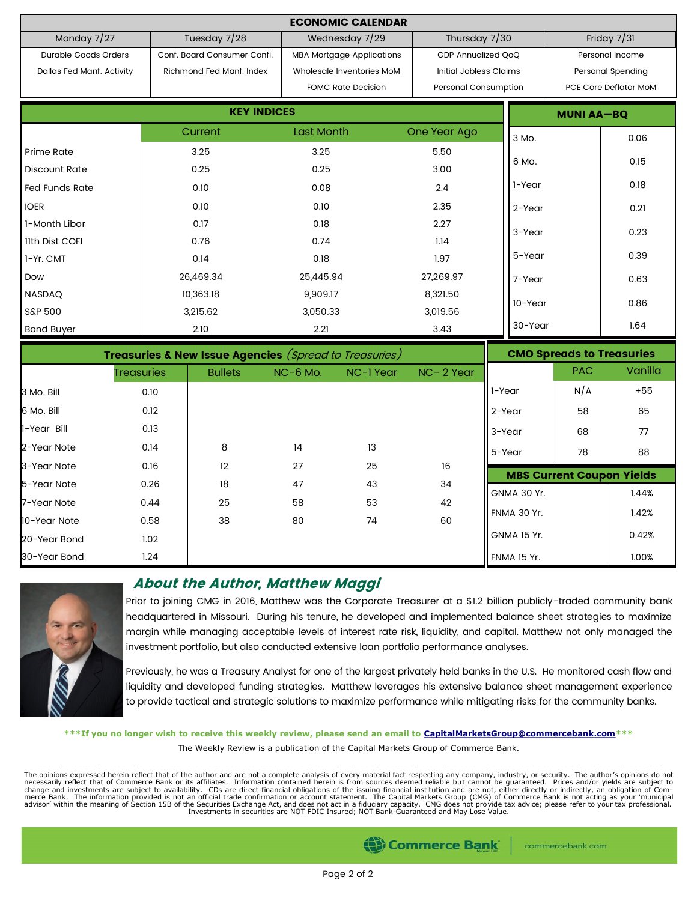## ECONOMIC CALENDAR

| Monday 7/27 | Tuesday 7/28 | Wednesday 7/29 | Thursday 7/30 | Friday 7/31 |
|---|---|---|---|---|
| Durable Goods Orders | Conf. Board Consumer Confi. | MBA Mortgage Applications | GDP Annualized QoQ | Personal Income |
| Dallas Fed Manf. Activity | Richmond Fed Manf. Index | Wholesale Inventories MoM | Initial Jobless Claims | Personal Spending |
| | | FOMC Rate Decision | Personal Consumption | PCE Core Deflator MoM |

## KEY INDICES

| | Current | Last Month | One Year Ago |
|---|---|---|---|
| Prime Rate | 3.25 | 3.25 | 5.50 |
| Discount Rate | 0.25 | 0.25 | 3.00 |
| Fed Funds Rate | 0.10 | 0.08 | 2.4 |
| IOER | 0.10 | 0.10 | 2.35 |
| 1-Month Libor | 0.17 | 0.18 | 2.27 |
| 11th Dist COFI | 0.76 | 0.74 | 1.14 |
| 1-Yr. CMT | 0.14 | 0.18 | 1.97 |
| Dow | 26,469.34 | 25,445.94 | 27,269.97 |
| NASDAQ | 10,363.18 | 9,909.17 | 8,321.50 |
| S&P 500 | 3,215.62 | 3,050.33 | 3,019.56 |
| Bond Buyer | 2.10 | 2.21 | 3.43 |

## MUNI AA—BQ

| | |
|---|---|
| 3 Mo. | 0.06 |
| 6 Mo. | 0.15 |
| 1-Year | 0.18 |
| 2-Year | 0.21 |
| 3-Year | 0.23 |
| 5-Year | 0.39 |
| 7-Year | 0.63 |
| 10-Year | 0.86 |
| 30-Year | 1.64 |

## Treasuries & New Issue Agencies *(Spread to Treasuries)*

| | Treasuries | Bullets | NC-6 Mo. | NC-1 Year | NC- 2 Year |
|---|---|---|---|---|---|
| 3 Mo. Bill | 0.10 | | | | |
| 6 Mo. Bill | 0.12 | | | | |
| 1-Year Bill | 0.13 | | | | |
| 2-Year Note | 0.14 | 8 | 14 | 13 | |
| 3-Year Note | 0.16 | 12 | 27 | 25 | 16 |
| 5-Year Note | 0.26 | 18 | 47 | 43 | 34 |
| 7-Year Note | 0.44 | 25 | 58 | 53 | 42 |
| 10-Year Note | 0.58 | 38 | 80 | 74 | 60 |
| 20-Year Bond | 1.02 | | | | |
| 30-Year Bond | 1.24 | | | | |

## CMO Spreads to Treasuries

| | PAC | Vanilla |
|---|---|---|
| 1-Year | N/A | +55 |
| 2-Year | 58 | 65 |
| 3-Year | 68 | 77 |
| 5-Year | 78 | 88 |

## MBS Current Coupon Yields

| | |
|---|---|
| GNMA 30 Yr. | 1.44% |
| FNMA 30 Yr. | 1.42% |
| GNMA 15 Yr. | 0.42% |
| FNMA 15 Yr. | 1.00% |

## *About the Author, Matthew Maggi*

Prior to joining CMG in 2016, Matthew was the Corporate Treasurer at a $1.2 billion publicly-traded community bank headquartered in Missouri. During his tenure, he developed and implemented balance sheet strategies to maximize margin while managing acceptable levels of interest rate risk, liquidity, and capital. Matthew not only managed the investment portfolio, but also conducted extensive loan portfolio performance analyses.

Previously, he was a Treasury Analyst for one of the largest privately held banks in the U.S. He monitored cash flow and liquidity and developed funding strategies. Matthew leverages his extensive balance sheet management experience to provide tactical and strategic solutions to maximize performance while mitigating risks for the community banks.

**\*\*\*If you no longer wish to receive this weekly review, please send an email to CapitalMarketsGroup@commercebank.com\*\*\***

The Weekly Review is a publication of the Capital Markets Group of Commerce Bank.

The opinions expressed herein reflect that of the author and are not a complete analysis of every material fact respecting any company, industry, or security. The author's opinions do not necessarily reflect that of Commerce Bank or its affiliates. Information contained herein is from sources deemed reliable but cannot be guaranteed. Prices and/or yields are subject to change and investments are subject to availability. CDs are direct financial obligations of the issuing financial institution and are not, either directly or indirectly, an obligation of Commerce Bank. The information provided is not an official trade confirmation or account statement. The Capital Markets Group (CMG) of Commerce Bank is not acting as your 'municipal advisor' within the meaning of Section 15B of the Securities Exchange Act, and does not act in a fiduciary capacity. CMG does not provide tax advice; please refer to your tax professional. Investments in securities are NOT FDIC Insured; NOT Bank-Guaranteed and May Lose Value.

Commerce Bank | commercebank.com